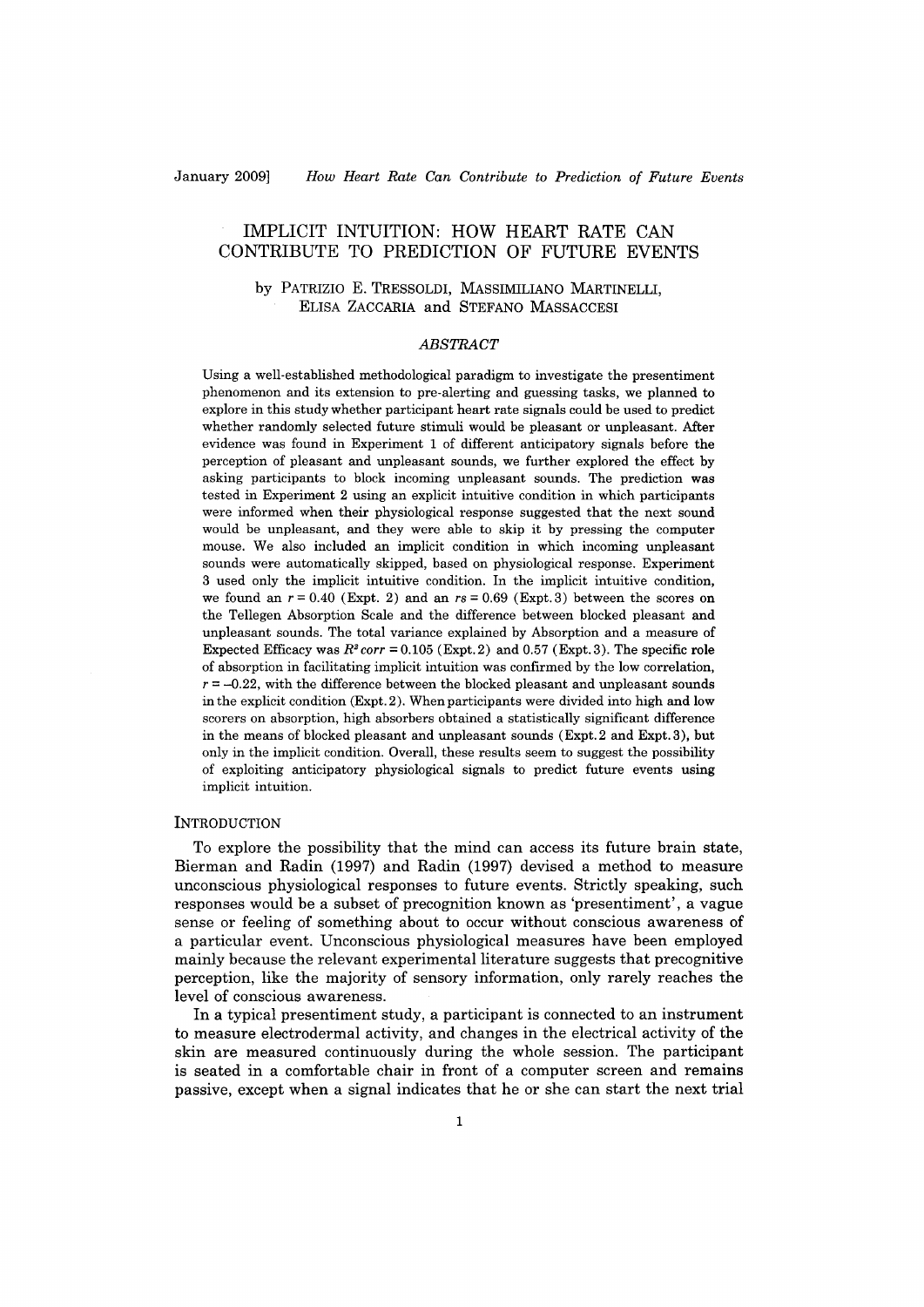# IMPLICIT INTUITION: HOW HEART RATE CAN CONTRIBUTE TO PREDICTION OF FUTURE EVENTS

by PATRIZIO E. TRESSOLDI, MASSIMILIANO MARTINELLI, ELISA ZACCARIA and STEFANO MASSACCESI

## ABSTRACT

Using a well-established methodological paradigm to investigate the presentiment phenomenon and its extension to pre-alerting and guessing tasks, we planned to explore in this study whether participant heart rate signals could be used to predict whether randomly selected future stimuli would be pleasant or unpleasant. After evidence was found in Experiment 1 of different anticipatory signals before the perception of pleasant and unpleasant sounds, we further explored the effect by asking participants to block incoming unpleasant sounds. The prediction was tested in Experiment 2 using an explicit intuitive condition in which participants were informed when their physiological response suggested that the next sound would be unpleasant, and they were able to skip it by pressing the computer mouse. We also included an implicit condition in which incoming unpleasant sounds were automatically skipped, based on physiological response. Experiment 3 used only the implicit intuitive condition. In the implicit intuitive condition, we found an $r = 0.40$ (Expt. 2) and an $rs = 0.69$ (Expt. 3) between the scores on the Tellegen Absorption Scale and the difference between blocked pleasant and unpleasant sounds. The total variance explained by Absorption and a measure of Expected Efficacy was $R^2 corr = 0.105$ (Expt. 2) and 0.57 (Expt. 3). The specific role of absorption in facilitating implicit intuition was confirmed by the low correlation, $r = -0.22$, with the difference between the blocked pleasant and unpleasant sounds in the explicit condition (Expt. 2). When participants were divided into high and low scorers on absorption, high absorbers obtained a statistically significant difference in the means of blocked pleasant and unpleasant sounds (Expt. 2 and Expt. 3), but only in the implicit condition. Overall, these results seem to suggest the possibility of exploiting anticipatory physiological signals to predict future events using implicit intuition.

## INTRODUCTION

To explore the possibility that the mind can access its future brain state, Bierman and Radin (1997) and Radin (1997) devised a method to measure unconscious physiological responses to future events. Strictly speaking, such responses would be a subset of precognition known as 'presentiment', a vague sense or feeling of something about to occur without conscious awareness of a particular event. Unconscious physiological measures have been employed mainly because the relevant experimental literature suggests that precognitive perception, like the majority of sensory information, only rarely reaches the level of conscious awareness.

In a typical presentiment study, a participant is connected to an instrument to measure electrodermal activity, and changes in the electrical activity of the skin are measured continuously during the whole session. The participant is seated in a comfortable chair in front of a computer screen and remains passive, except when a signal indicates that he or she can start the next trial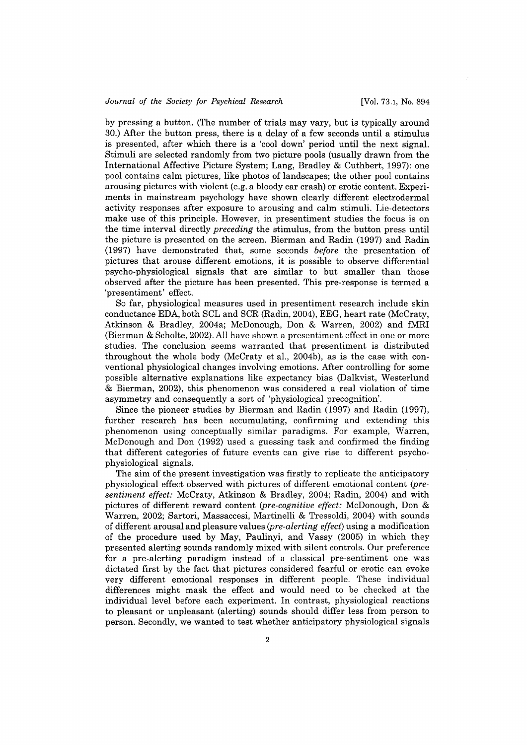by pressing a button. (The number of trials may vary, but is typically around 30.) After the button press, there is a delay of a few seconds until a stimulus is presented, after which there is a 'cool down' period until the next signal. Stimuli are selected randomly from two picture pools (usually drawn from the International Affective Picture System; Lang, Bradley & Cuthbert, 1997): one pool contains calm pictures, like photos of landscapes; the other pool contains arousing pictures with violent (e.g. a bloody car crash) or erotic content. Experiments in mainstream psychology have shown clearly different electrodermal activity responses after exposure to arousing and calm stimuli. Lie-detectors make use of this principle. However, in presentiment studies the focus is on the time interval directly *preceding* the stimulus, from the button press until the picture is presented on the screen. Bierman and Radin (1997) and Radin (1997) have demonstrated that, some seconds *before* the presentation of pictures that arouse different emotions, it is possible to observe differential psycho-physiological signals that are similar to but smaller than those observed after the picture has been presented. This pre-response is termed a 'presentiment' effect.

So far, physiological measures used in presentiment research include skin conductance EDA, both SCL and SCR (Radin, 2004), EEG, heart rate (McCraty, Atkinson & Bradley, 2004a; McDonough, Don & Warren, 2002) and fMRI (Bierman & Scholte, 2002). All have shown a presentiment effect in one or more studies. The conclusion seems warranted that presentiment is distributed throughout the whole body (McCraty et al., 2004b), as is the case with conventional physiological changes involving emotions. After controlling for some possible alternative explanations like expectancy bias (Dalkvist, Westerlund & Bierman, 2002), this phenomenon was considered a real violation of time asymmetry and consequently a sort of 'physiological precognition'.

Since the pioneer studies by Bierman and Radin (1997) and Radin (1997), further research has been accumulating, confirming and extending this phenomenon using conceptually similar paradigms. For example, Warren, McDonough and Don (1992) used a guessing task and confirmed the finding that different categories of future events can give rise to different psycho-physiological signals.

The aim of the present investigation was firstly to replicate the anticipatory physiological effect observed with pictures of different emotional content (*presentiment effect:* McCraty, Atkinson & Bradley, 2004; Radin, 2004) and with pictures of different reward content (*pre-cognitive effect:* McDonough, Don & Warren, 2002; Sartori, Massaccesi, Martinelli & Tressoldi, 2004) with sounds of different arousal and pleasure values (*pre-alerting effect*) using a modification of the procedure used by May, Paulinyi, and Vassy (2005) in which they presented alerting sounds randomly mixed with silent controls. Our preference for a pre-alerting paradigm instead of a classical pre-sentiment one was dictated first by the fact that pictures considered fearful or erotic can evoke very different emotional responses in different people. These individual differences might mask the effect and would need to be checked at the individual level before each experiment. In contrast, physiological reactions to pleasant or unpleasant (alerting) sounds should differ less from person to person. Secondly, we wanted to test whether anticipatory physiological signals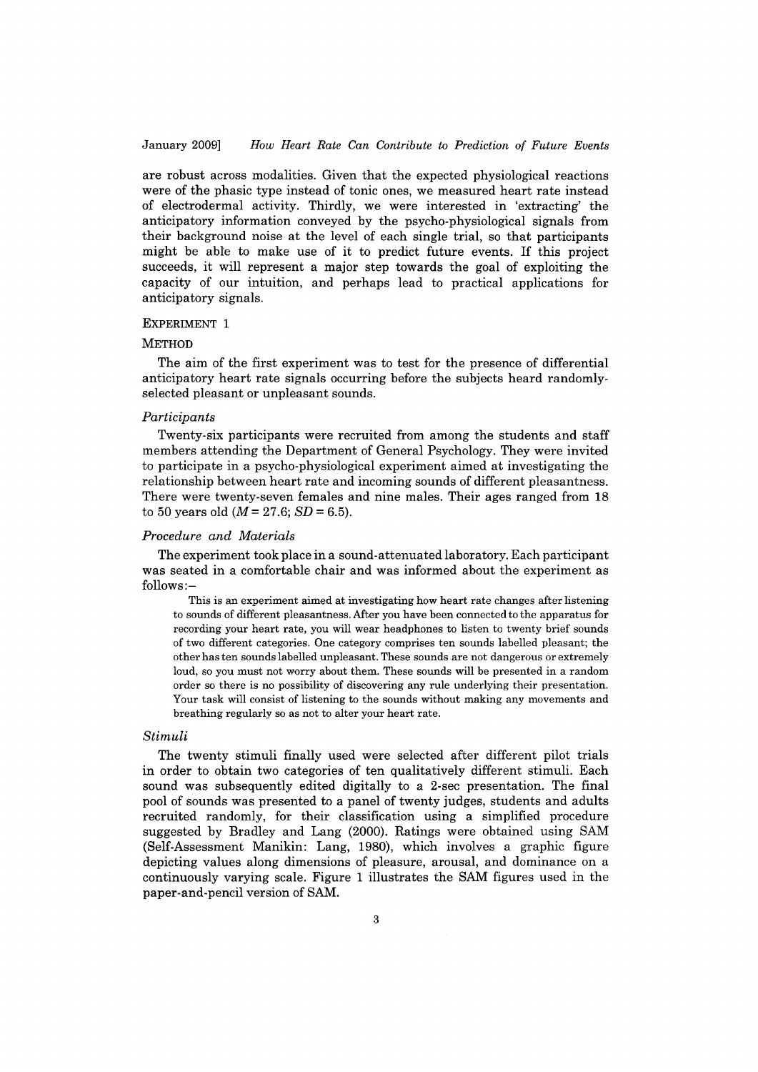are robust across modalities. Given that the expected physiological reactions were of the phasic type instead of tonic ones, we measured heart rate instead of electrodermal activity. Thirdly, we were interested in 'extracting' the anticipatory information conveyed by the psycho-physiological signals from their background noise at the level of each single trial, so that participants might be able to make use of it to predict future events. If this project succeeds, it will represent a major step towards the goal of exploiting the capacity of our intuition, and perhaps lead to practical applications for anticipatory signals.

## EXPERIMENT 1

### METHOD

The aim of the first experiment was to test for the presence of differential anticipatory heart rate signals occurring before the subjects heard randomly-selected pleasant or unpleasant sounds.

#### *Participants*

Twenty-six participants were recruited from among the students and staff members attending the Department of General Psychology. They were invited to participate in a psycho-physiological experiment aimed at investigating the relationship between heart rate and incoming sounds of different pleasantness. There were twenty-seven females and nine males. Their ages ranged from 18 to 50 years old ($M = 27.6$; $SD = 6.5$).

#### *Procedure and Materials*

The experiment took place in a sound-attenuated laboratory. Each participant was seated in a comfortable chair and was informed about the experiment as follows:–

> This is an experiment aimed at investigating how heart rate changes after listening to sounds of different pleasantness. After you have been connected to the apparatus for recording your heart rate, you will wear headphones to listen to twenty brief sounds of two different categories. One category comprises ten sounds labelled pleasant; the other has ten sounds labelled unpleasant. These sounds are not dangerous or extremely loud, so you must not worry about them. These sounds will be presented in a random order so there is no possibility of discovering any rule underlying their presentation. Your task will consist of listening to the sounds without making any movements and breathing regularly so as not to alter your heart rate.

#### *Stimuli*

The twenty stimuli finally used were selected after different pilot trials in order to obtain two categories of ten qualitatively different stimuli. Each sound was subsequently edited digitally to a 2-sec presentation. The final pool of sounds was presented to a panel of twenty judges, students and adults recruited randomly, for their classification using a simplified procedure suggested by Bradley and Lang (2000). Ratings were obtained using SAM (Self-Assessment Manikin: Lang, 1980), which involves a graphic figure depicting values along dimensions of pleasure, arousal, and dominance on a continuously varying scale. Figure 1 illustrates the SAM figures used in the paper-and-pencil version of SAM.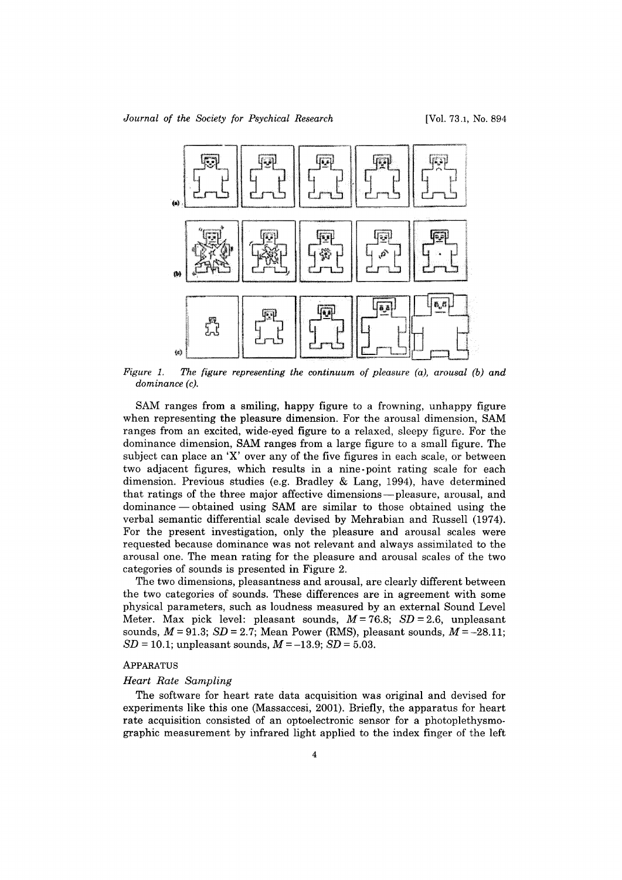*Figure 1. The figure representing the continuum of pleasure (a), arousal (b) and dominance (c).*

SAM ranges from a smiling, happy figure to a frowning, unhappy figure when representing the pleasure dimension. For the arousal dimension, SAM ranges from an excited, wide-eyed figure to a relaxed, sleepy figure. For the dominance dimension, SAM ranges from a large figure to a small figure. The subject can place an 'X' over any of the five figures in each scale, or between two adjacent figures, which results in a nine-point rating scale for each dimension. Previous studies (e.g. Bradley & Lang, 1994), have determined that ratings of the three major affective dimensions — pleasure, arousal, and dominance — obtained using SAM are similar to those obtained using the verbal semantic differential scale devised by Mehrabian and Russell (1974). For the present investigation, only the pleasure and arousal scales were requested because dominance was not relevant and always assimilated to the arousal one. The mean rating for the pleasure and arousal scales of the two categories of sounds is presented in Figure 2.

The two dimensions, pleasantness and arousal, are clearly different between the two categories of sounds. These differences are in agreement with some physical parameters, such as loudness measured by an external Sound Level Meter. Max pick level: pleasant sounds, $M = 76.8$; $SD = 2.6$, unpleasant sounds, $M = 91.3$; $SD = 2.7$; Mean Power (RMS), pleasant sounds, $M = -28.11$; $SD = 10.1$; unpleasant sounds, $M = -13.9$; $SD = 5.03$.

## APPARATUS

### *Heart Rate Sampling*

The software for heart rate data acquisition was original and devised for experiments like this one (Massaccesi, 2001). Briefly, the apparatus for heart rate acquisition consisted of an optoelectronic sensor for a photoplethysmographic measurement by infrared light applied to the index finger of the left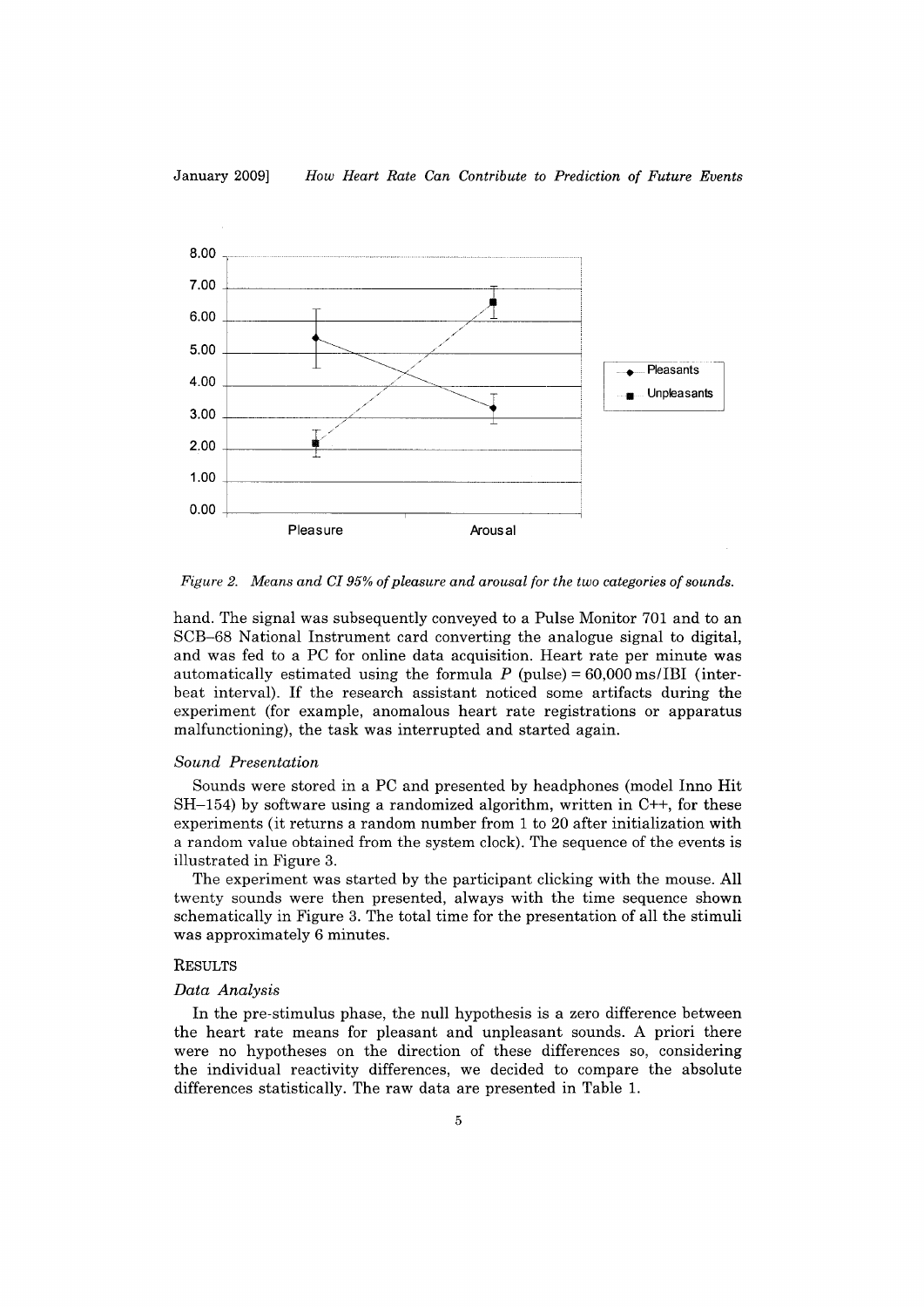*Figure 2. Means and CI 95% of pleasure and arousal for the two categories of sounds.*

hand. The signal was subsequently conveyed to a Pulse Monitor 701 and to an SCB–68 National Instrument card converting the analogue signal to digital, and was fed to a PC for online data acquisition. Heart rate per minute was automatically estimated using the formula $P$ (pulse) = 60,000 ms/IBI (interbeat interval). If the research assistant noticed some artifacts during the experiment (for example, anomalous heart rate registrations or apparatus malfunctioning), the task was interrupted and started again.

### *Sound Presentation*

Sounds were stored in a PC and presented by headphones (model Inno Hit SH–154) by software using a randomized algorithm, written in C++, for these experiments (it returns a random number from 1 to 20 after initialization with a random value obtained from the system clock). The sequence of the events is illustrated in Figure 3.

The experiment was started by the participant clicking with the mouse. All twenty sounds were then presented, always with the time sequence shown schematically in Figure 3. The total time for the presentation of all the stimuli was approximately 6 minutes.

## RESULTS

### *Data Analysis*

In the pre-stimulus phase, the null hypothesis is a zero difference between the heart rate means for pleasant and unpleasant sounds. A priori there were no hypotheses on the direction of these differences so, considering the individual reactivity differences, we decided to compare the absolute differences statistically. The raw data are presented in Table 1.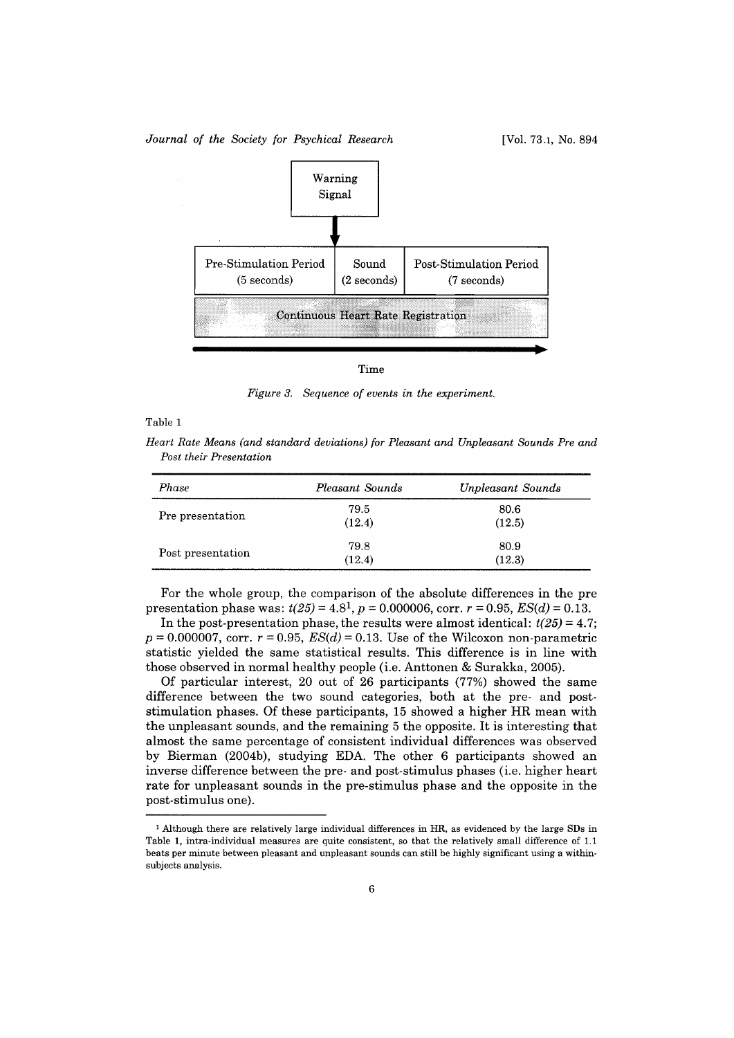Figure 3. Sequence of events in the experiment.

Table 1

*Heart Rate Means (and standard deviations) for Pleasant and Unpleasant Sounds Pre and Post their Presentation*

| *Phase* | *Pleasant Sounds* | *Unpleasant Sounds* |
|---|---|---|
| Pre presentation | 79.5 (12.4) | 80.6 (12.5) |
| Post presentation | 79.8 (12.4) | 80.9 (12.3) |

For the whole group, the comparison of the absolute differences in the pre presentation phase was: $t(25) = 4.8$[1], $p = 0.000006$, corr. $r = 0.95$, $ES(d) = 0.13$.

In the post-presentation phase, the results were almost identical: $t(25) = 4.7$; $p = 0.000007$, corr. $r = 0.95$, $ES(d) = 0.13$. Use of the Wilcoxon non-parametric statistic yielded the same statistical results. This difference is in line with those observed in normal healthy people (i.e. Anttonen & Surakka, 2005).

Of particular interest, 20 out of 26 participants (77%) showed the same difference between the two sound categories, both at the pre- and post-stimulation phases. Of these participants, 15 showed a higher HR mean with the unpleasant sounds, and the remaining 5 the opposite. It is interesting that almost the same percentage of consistent individual differences was observed by Bierman (2004b), studying EDA. The other 6 participants showed an inverse difference between the pre- and post-stimulus phases (i.e. higher heart rate for unpleasant sounds in the pre-stimulus phase and the opposite in the post-stimulus one).

[1] Although there are relatively large individual differences in HR, as evidenced by the large SDs in Table 1, intra-individual measures are quite consistent, so that the relatively small difference of 1.1 beats per minute between pleasant and unpleasant sounds can still be highly significant using a within-subjects analysis.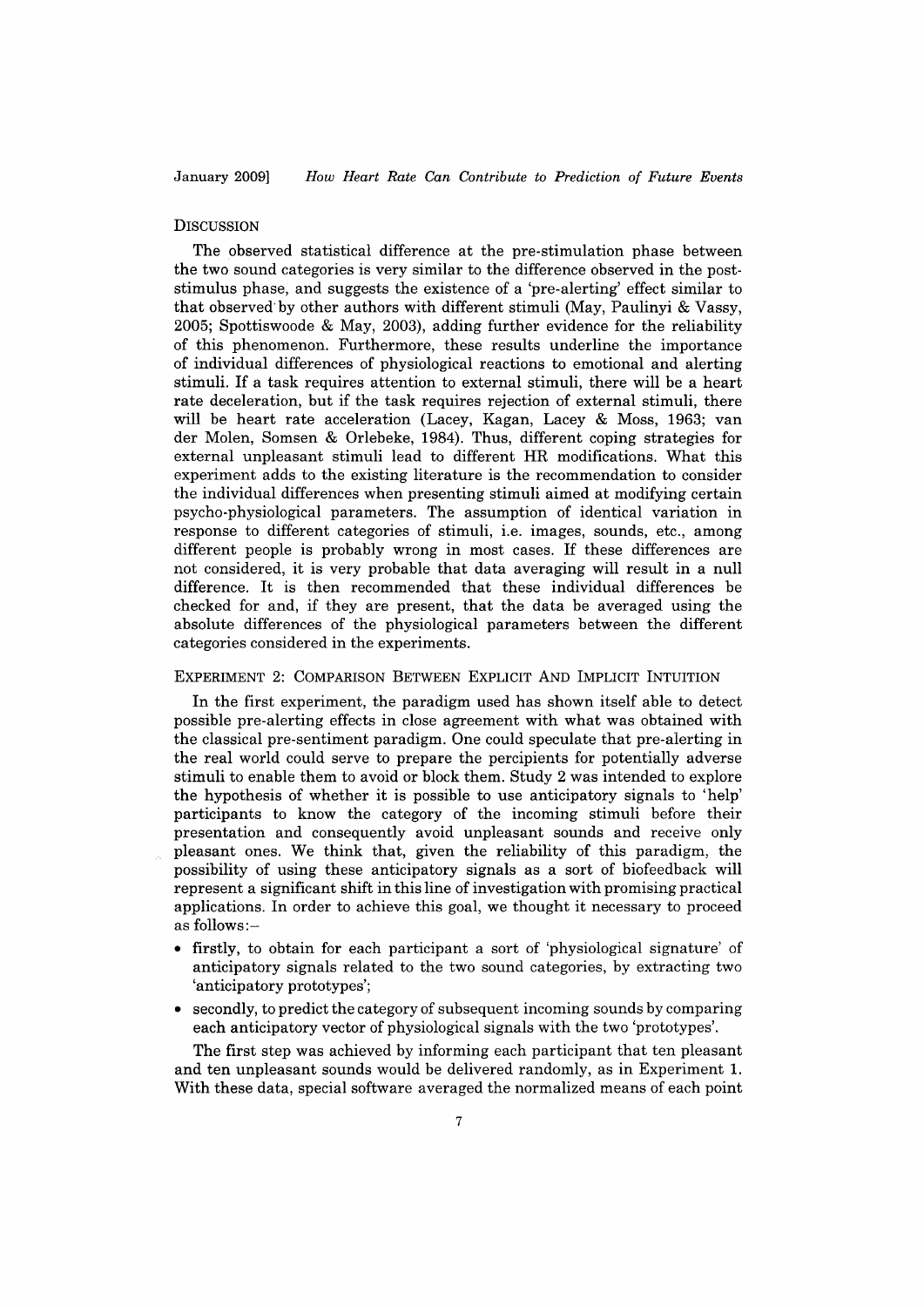## Discussion

The observed statistical difference at the pre-stimulation phase between the two sound categories is very similar to the difference observed in the post-stimulus phase, and suggests the existence of a 'pre-alerting' effect similar to that observed by other authors with different stimuli (May, Paulinyi & Vassy, 2005; Spottiswoode & May, 2003), adding further evidence for the reliability of this phenomenon. Furthermore, these results underline the importance of individual differences of physiological reactions to emotional and alerting stimuli. If a task requires attention to external stimuli, there will be a heart rate deceleration, but if the task requires rejection of external stimuli, there will be heart rate acceleration (Lacey, Kagan, Lacey & Moss, 1963; van der Molen, Somsen & Orlebeke, 1984). Thus, different coping strategies for external unpleasant stimuli lead to different HR modifications. What this experiment adds to the existing literature is the recommendation to consider the individual differences when presenting stimuli aimed at modifying certain psycho-physiological parameters. The assumption of identical variation in response to different categories of stimuli, i.e. images, sounds, etc., among different people is probably wrong in most cases. If these differences are not considered, it is very probable that data averaging will result in a null difference. It is then recommended that these individual differences be checked for and, if they are present, that the data be averaged using the absolute differences of the physiological parameters between the different categories considered in the experiments.

## Experiment 2: Comparison Between Explicit And Implicit Intuition

In the first experiment, the paradigm used has shown itself able to detect possible pre-alerting effects in close agreement with what was obtained with the classical pre-sentiment paradigm. One could speculate that pre-alerting in the real world could serve to prepare the percipients for potentially adverse stimuli to enable them to avoid or block them. Study 2 was intended to explore the hypothesis of whether it is possible to use anticipatory signals to 'help' participants to know the category of the incoming stimuli before their presentation and consequently avoid unpleasant sounds and receive only pleasant ones. We think that, given the reliability of this paradigm, the possibility of using these anticipatory signals as a sort of biofeedback will represent a significant shift in this line of investigation with promising practical applications. In order to achieve this goal, we thought it necessary to proceed as follows:–

- firstly, to obtain for each participant a sort of 'physiological signature' of anticipatory signals related to the two sound categories, by extracting two 'anticipatory prototypes';
- secondly, to predict the category of subsequent incoming sounds by comparing each anticipatory vector of physiological signals with the two 'prototypes'.

The first step was achieved by informing each participant that ten pleasant and ten unpleasant sounds would be delivered randomly, as in Experiment 1. With these data, special software averaged the normalized means of each point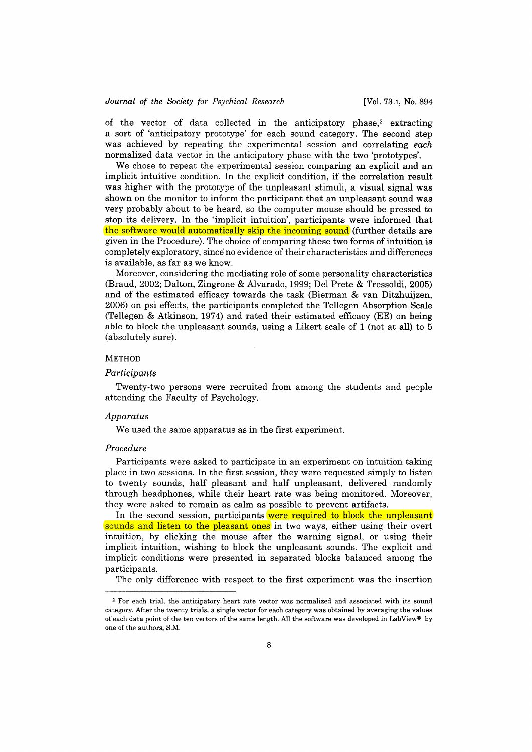of the vector of data collected in the anticipatory phase,[2] extracting a sort of 'anticipatory prototype' for each sound category. The second step was achieved by repeating the experimental session and correlating *each* normalized data vector in the anticipatory phase with the two 'prototypes'.

We chose to repeat the experimental session comparing an explicit and an implicit intuitive condition. In the explicit condition, if the correlation result was higher with the prototype of the unpleasant stimuli, a visual signal was shown on the monitor to inform the participant that an unpleasant sound was very probably about to be heard, so the computer mouse should be pressed to stop its delivery. In the 'implicit intuition', participants were informed that the software would automatically skip the incoming sound (further details are given in the Procedure). The choice of comparing these two forms of intuition is completely exploratory, since no evidence of their characteristics and differences is available, as far as we know.

Moreover, considering the mediating role of some personality characteristics (Braud, 2002; Dalton, Zingrone & Alvarado, 1999; Del Prete & Tressoldi, 2005) and of the estimated efficacy towards the task (Bierman & van Ditzhuijzen, 2006) on psi effects, the participants completed the Tellegen Absorption Scale (Tellegen & Atkinson, 1974) and rated their estimated efficacy (EE) on being able to block the unpleasant sounds, using a Likert scale of 1 (not at all) to 5 (absolutely sure).

## METHOD

### *Participants*

Twenty-two persons were recruited from among the students and people attending the Faculty of Psychology.

### *Apparatus*

We used the same apparatus as in the first experiment.

### *Procedure*

Participants were asked to participate in an experiment on intuition taking place in two sessions. In the first session, they were requested simply to listen to twenty sounds, half pleasant and half unpleasant, delivered randomly through headphones, while their heart rate was being monitored. Moreover, they were asked to remain as calm as possible to prevent artifacts.

In the second session, participants were required to block the unpleasant sounds and listen to the pleasant ones in two ways, either using their overt intuition, by clicking the mouse after the warning signal, or using their implicit intuition, wishing to block the unpleasant sounds. The explicit and implicit conditions were presented in separated blocks balanced among the participants.

The only difference with respect to the first experiment was the insertion

---

[2] For each trial, the anticipatory heart rate vector was normalized and associated with its sound category. After the twenty trials, a single vector for each category was obtained by averaging the values of each data point of the ten vectors of the same length. All the software was developed in LabView® by one of the authors, S.M.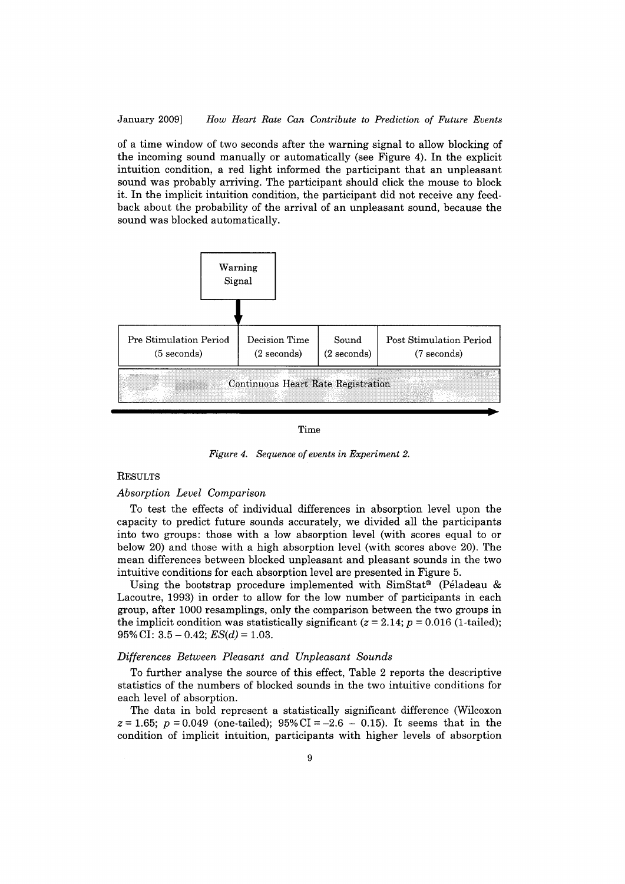of a time window of two seconds after the warning signal to allow blocking of the incoming sound manually or automatically (see Figure 4). In the explicit intuition condition, a red light informed the participant that an unpleasant sound was probably arriving. The participant should click the mouse to block it. In the implicit intuition condition, the participant did not receive any feedback about the probability of the arrival of an unpleasant sound, because the sound was blocked automatically.

| Pre Stimulation Period (5 seconds) | Decision Time (2 seconds) | Sound (2 seconds) | Post Stimulation Period (7 seconds) |
|---|---|---|---|

Warning Signal

Continuous Heart Rate Registration

Time

*Figure 4. Sequence of events in Experiment 2.*

## RESULTS

### *Absorption Level Comparison*

To test the effects of individual differences in absorption level upon the capacity to predict future sounds accurately, we divided all the participants into two groups: those with a low absorption level (with scores equal to or below 20) and those with a high absorption level (with scores above 20). The mean differences between blocked unpleasant and pleasant sounds in the two intuitive conditions for each absorption level are presented in Figure 5.

Using the bootstrap procedure implemented with SimStat® (Péladeau & Lacoutre, 1993) in order to allow for the low number of participants in each group, after 1000 resamplings, only the comparison between the two groups in the implicit condition was statistically significant ($z = 2.14$; $p = 0.016$ (1-tailed); 95% CI: 3.5 – 0.42; $ES(d) = 1.03$.

### *Differences Between Pleasant and Unpleasant Sounds*

To further analyse the source of this effect, Table 2 reports the descriptive statistics of the numbers of blocked sounds in the two intuitive conditions for each level of absorption.

The data in bold represent a statistically significant difference (Wilcoxon $z = 1.65$; $p = 0.049$ (one-tailed); 95% CI = –2.6 – 0.15). It seems that in the condition of implicit intuition, participants with higher levels of absorption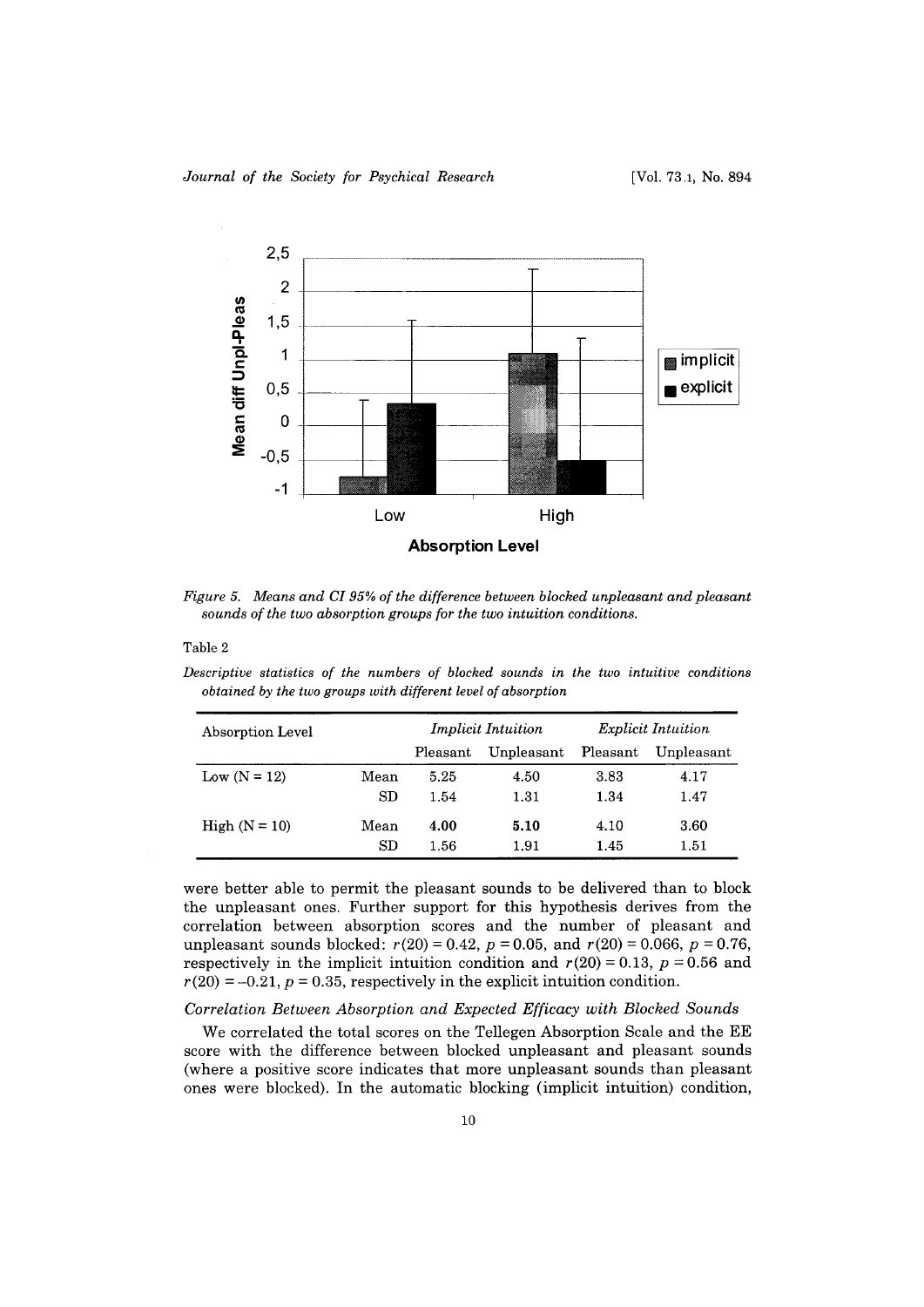*Figure 5. Means and CI 95% of the difference between blocked unpleasant and pleasant sounds of the two absorption groups for the two intuition conditions.*

Table 2

*Descriptive statistics of the numbers of blocked sounds in the two intuitive conditions obtained by the two groups with different level of absorption*

| Absorption Level | | *Implicit Intuition* | | *Explicit Intuition* | |
|---|---|---|---|---|---|
| | | Pleasant | Unpleasant | Pleasant | Unpleasant |
| Low (N = 12) | Mean | 5.25 | 4.50 | 3.83 | 4.17 |
| | SD | 1.54 | 1.31 | 1.34 | 1.47 |
| High (N = 10) | Mean | **4.00** | **5.10** | 4.10 | 3.60 |
| | SD | 1.56 | 1.91 | 1.45 | 1.51 |

were better able to permit the pleasant sounds to be delivered than to block the unpleasant ones. Further support for this hypothesis derives from the correlation between absorption scores and the number of pleasant and unpleasant sounds blocked: $r(20) = 0.42$, $p = 0.05$, and $r(20) = 0.066$, $p = 0.76$, respectively in the implicit intuition condition and $r(20) = 0.13$, $p = 0.56$ and $r(20) = -0.21$, $p = 0.35$, respectively in the explicit intuition condition.

*Correlation Between Absorption and Expected Efficacy with Blocked Sounds*

We correlated the total scores on the Tellegen Absorption Scale and the EE score with the difference between blocked unpleasant and pleasant sounds (where a positive score indicates that more unpleasant sounds than pleasant ones were blocked). In the automatic blocking (implicit intuition) condition,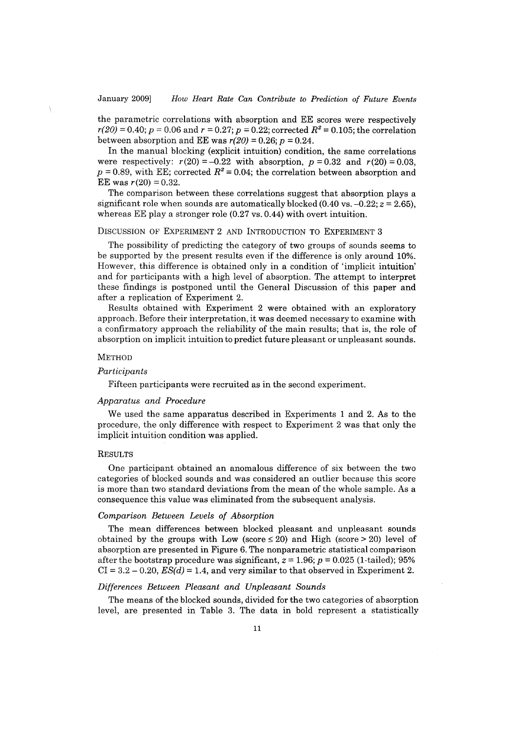the parametric correlations with absorption and EE scores were respectively $r(20) = 0.40$; $p = 0.06$ and $r = 0.27$; $p = 0.22$; corrected $R^2 = 0.105$; the correlation between absorption and EE was $r(20) = 0.26$; $p = 0.24$.

In the manual blocking (explicit intuition) condition, the same correlations were respectively: $r(20) = -0.22$ with absorption, $p = 0.32$ and $r(20) = 0.03$, $p = 0.89$, with EE; corrected $R^2 = 0.04$; the correlation between absorption and EE was $r(20) = 0.32$.

The comparison between these correlations suggest that absorption plays a significant role when sounds are automatically blocked (0.40 vs. –0.22; $z = 2.65$), whereas EE play a stronger role (0.27 vs. 0.44) with overt intuition.

## Discussion of Experiment 2 and Introduction to Experiment 3

The possibility of predicting the category of two groups of sounds seems to be supported by the present results even if the difference is only around 10%. However, this difference is obtained only in a condition of 'implicit intuition' and for participants with a high level of absorption. The attempt to interpret these findings is postponed until the General Discussion of this paper and after a replication of Experiment 2.

Results obtained with Experiment 2 were obtained with an exploratory approach. Before their interpretation, it was deemed necessary to examine with a confirmatory approach the reliability of the main results; that is, the role of absorption on implicit intuition to predict future pleasant or unpleasant sounds.

## Method

### *Participants*

Fifteen participants were recruited as in the second experiment.

### *Apparatus and Procedure*

We used the same apparatus described in Experiments 1 and 2. As to the procedure, the only difference with respect to Experiment 2 was that only the implicit intuition condition was applied.

## Results

One participant obtained an anomalous difference of six between the two categories of blocked sounds and was considered an outlier because this score is more than two standard deviations from the mean of the whole sample. As a consequence this value was eliminated from the subsequent analysis.

### *Comparison Between Levels of Absorption*

The mean differences between blocked pleasant and unpleasant sounds obtained by the groups with Low (score $\leq 20$) and High (score $> 20$) level of absorption are presented in Figure 6. The nonparametric statistical comparison after the bootstrap procedure was significant, $z = 1.96$; $p = 0.025$ (1-tailed); 95% CI = 3.2 – 0.20, $ES(d) = 1.4$, and very similar to that observed in Experiment 2.

### *Differences Between Pleasant and Unpleasant Sounds*

The means of the blocked sounds, divided for the two categories of absorption level, are presented in Table 3. The data in bold represent a statistically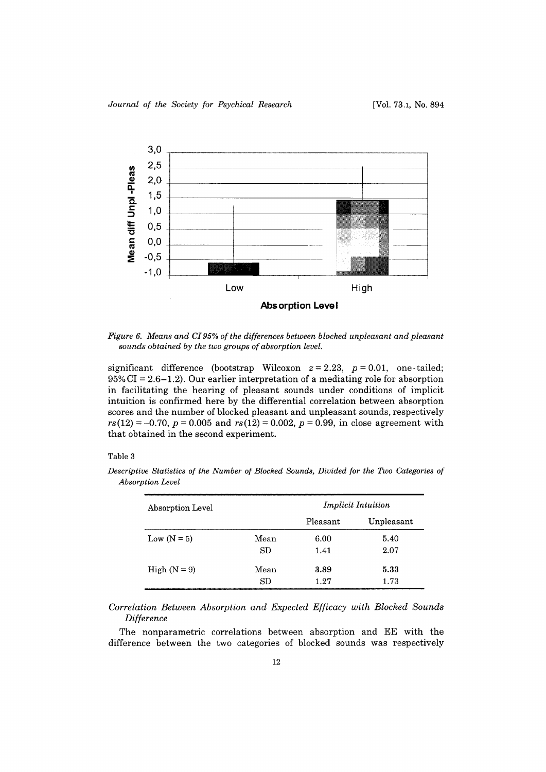*Figure 6. Means and CI 95% of the differences between blocked unpleasant and pleasant sounds obtained by the two groups of absorption level.*

significant difference (bootstrap Wilcoxon $z = 2.23$, $p = 0.01$, one-tailed; 95% CI = 2.6–1.2). Our earlier interpretation of a mediating role for absorption in facilitating the hearing of pleasant sounds under conditions of implicit intuition is confirmed here by the differential correlation between absorption scores and the number of blocked pleasant and unpleasant sounds, respectively $rs(12) = -0.70$, $p = 0.005$ and $rs(12) = 0.002$, $p = 0.99$, in close agreement with that obtained in the second experiment.

Table 3

*Descriptive Statistics of the Number of Blocked Sounds, Divided for the Two Categories of Absorption Level*

| Absorption Level | | *Implicit Intuition* | |
|---|---|---|---|
| | | Pleasant | Unpleasant |
| Low (N = 5) | Mean | 6.00 | 5.40 |
| | SD | 1.41 | 2.07 |
| High (N = 9) | Mean | **3.89** | **5.33** |
| | SD | 1.27 | 1.73 |

### *Correlation Between Absorption and Expected Efficacy with Blocked Sounds Difference*

The nonparametric correlations between absorption and EE with the difference between the two categories of blocked sounds was respectively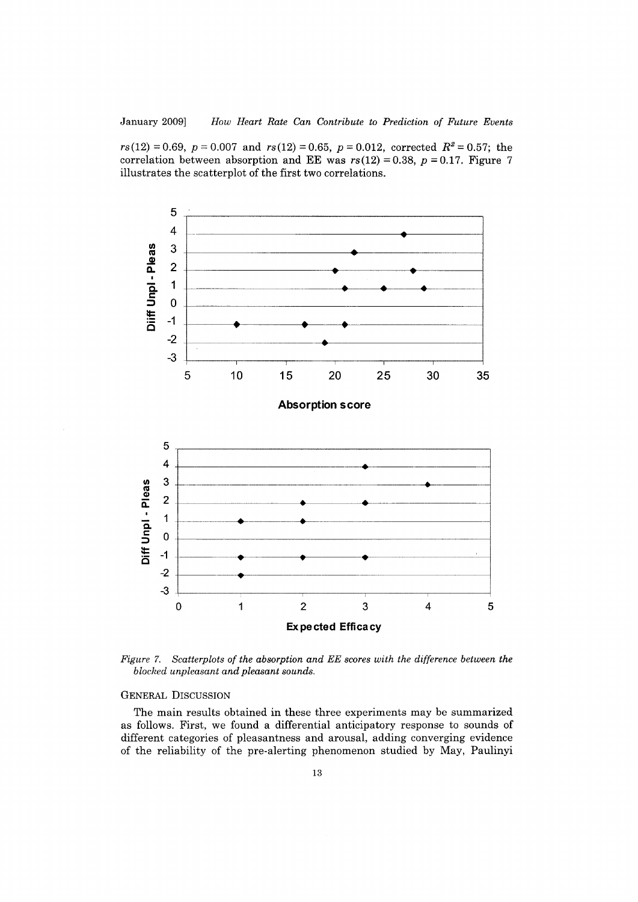$rs(12) = 0.69$, $p = 0.007$ and $rs(12) = 0.65$, $p = 0.012$, corrected $R^2 = 0.57$; the correlation between absorption and EE was $rs(12) = 0.38$, $p = 0.17$. Figure 7 illustrates the scatterplot of the first two correlations.

*Figure 7. Scatterplots of the absorption and EE scores with the difference between the blocked unpleasant and pleasant sounds.*

## General Discussion

The main results obtained in these three experiments may be summarized as follows. First, we found a differential anticipatory response to sounds of different categories of pleasantness and arousal, adding converging evidence of the reliability of the pre-alerting phenomenon studied by May, Paulinyi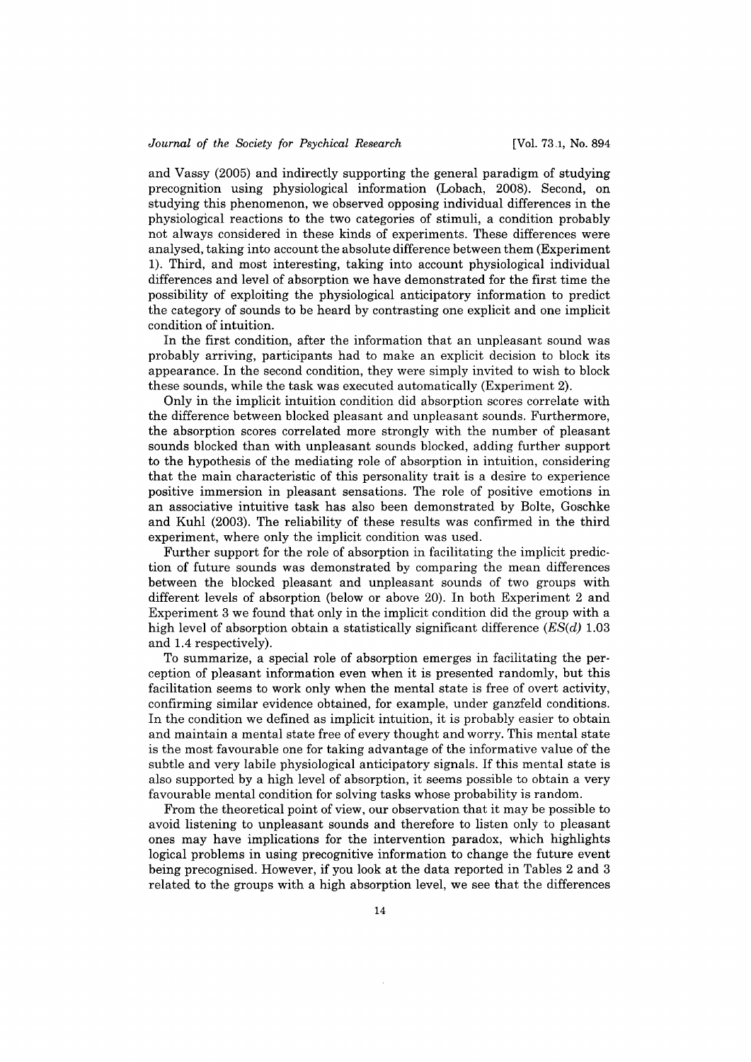and Vassy (2005) and indirectly supporting the general paradigm of studying precognition using physiological information (Lobach, 2008). Second, on studying this phenomenon, we observed opposing individual differences in the physiological reactions to the two categories of stimuli, a condition probably not always considered in these kinds of experiments. These differences were analysed, taking into account the absolute difference between them (Experiment 1). Third, and most interesting, taking into account physiological individual differences and level of absorption we have demonstrated for the first time the possibility of exploiting the physiological anticipatory information to predict the category of sounds to be heard by contrasting one explicit and one implicit condition of intuition.

In the first condition, after the information that an unpleasant sound was probably arriving, participants had to make an explicit decision to block its appearance. In the second condition, they were simply invited to wish to block these sounds, while the task was executed automatically (Experiment 2).

Only in the implicit intuition condition did absorption scores correlate with the difference between blocked pleasant and unpleasant sounds. Furthermore, the absorption scores correlated more strongly with the number of pleasant sounds blocked than with unpleasant sounds blocked, adding further support to the hypothesis of the mediating role of absorption in intuition, considering that the main characteristic of this personality trait is a desire to experience positive immersion in pleasant sensations. The role of positive emotions in an associative intuitive task has also been demonstrated by Bolte, Goschke and Kuhl (2003). The reliability of these results was confirmed in the third experiment, where only the implicit condition was used.

Further support for the role of absorption in facilitating the implicit prediction of future sounds was demonstrated by comparing the mean differences between the blocked pleasant and unpleasant sounds of two groups with different levels of absorption (below or above 20). In both Experiment 2 and Experiment 3 we found that only in the implicit condition did the group with a high level of absorption obtain a statistically significant difference (*ES(d)* 1.03 and 1.4 respectively).

To summarize, a special role of absorption emerges in facilitating the perception of pleasant information even when it is presented randomly, but this facilitation seems to work only when the mental state is free of overt activity, confirming similar evidence obtained, for example, under ganzfeld conditions. In the condition we defined as implicit intuition, it is probably easier to obtain and maintain a mental state free of every thought and worry. This mental state is the most favourable one for taking advantage of the informative value of the subtle and very labile physiological anticipatory signals. If this mental state is also supported by a high level of absorption, it seems possible to obtain a very favourable mental condition for solving tasks whose probability is random.

From the theoretical point of view, our observation that it may be possible to avoid listening to unpleasant sounds and therefore to listen only to pleasant ones may have implications for the intervention paradox, which highlights logical problems in using precognitive information to change the future event being precognised. However, if you look at the data reported in Tables 2 and 3 related to the groups with a high absorption level, we see that the differences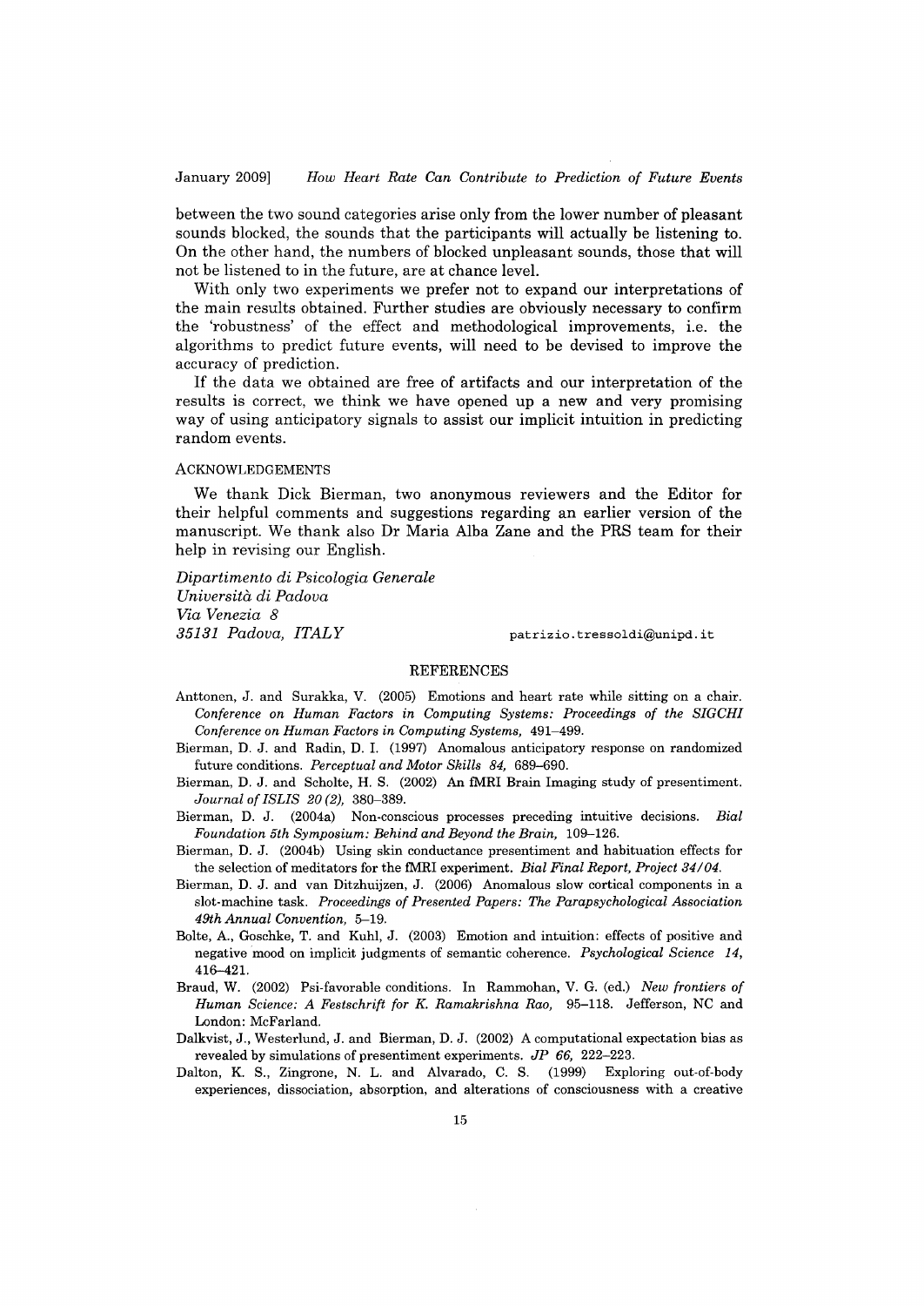between the two sound categories arise only from the lower number of pleasant sounds blocked, the sounds that the participants will actually be listening to. On the other hand, the numbers of blocked unpleasant sounds, those that will not be listened to in the future, are at chance level.

With only two experiments we prefer not to expand our interpretations of the main results obtained. Further studies are obviously necessary to confirm the 'robustness' of the effect and methodological improvements, i.e. the algorithms to predict future events, will need to be devised to improve the accuracy of prediction.

If the data we obtained are free of artifacts and our interpretation of the results is correct, we think we have opened up a new and very promising way of using anticipatory signals to assist our implicit intuition in predicting random events.

## ACKNOWLEDGEMENTS

We thank Dick Bierman, two anonymous reviewers and the Editor for their helpful comments and suggestions regarding an earlier version of the manuscript. We thank also Dr Maria Alba Zane and the PRS team for their help in revising our English.

*Dipartimento di Psicologia Generale*
*Università di Padova*
*Via Venezia 8*
*35131 Padova, ITALY*

patrizio.tressoldi@unipd.it

## REFERENCES

Anttonen, J. and Surakka, V. (2005) Emotions and heart rate while sitting on a chair. *Conference on Human Factors in Computing Systems: Proceedings of the SIGCHI Conference on Human Factors in Computing Systems,* 491–499.

Bierman, D. J. and Radin, D. I. (1997) Anomalous anticipatory response on randomized future conditions. *Perceptual and Motor Skills 84,* 689–690.

Bierman, D. J. and Scholte, H. S. (2002) An fMRI Brain Imaging study of presentiment. *Journal of ISLIS 20 (2),* 380–389.

Bierman, D. J. (2004a) Non-conscious processes preceding intuitive decisions. *Bial Foundation 5th Symposium: Behind and Beyond the Brain,* 109–126.

Bierman, D. J. (2004b) Using skin conductance presentiment and habituation effects for the selection of meditators for the fMRI experiment. *Bial Final Report, Project 34/04.*

Bierman, D. J. and van Ditzhuijzen, J. (2006) Anomalous slow cortical components in a slot-machine task. *Proceedings of Presented Papers: The Parapsychological Association 49th Annual Convention,* 5–19.

Bolte, A., Goschke, T. and Kuhl, J. (2003) Emotion and intuition: effects of positive and negative mood on implicit judgments of semantic coherence. *Psychological Science 14,* 416–421.

Braud, W. (2002) Psi-favorable conditions. In Rammohan, V. G. (ed.) *New frontiers of Human Science: A Festschrift for K. Ramakrishna Rao,* 95–118. Jefferson, NC and London: McFarland.

Dalkvist, J., Westerlund, J. and Bierman, D. J. (2002) A computational expectation bias as revealed by simulations of presentiment experiments. *JP 66,* 222–223.

Dalton, K. S., Zingrone, N. L. and Alvarado, C. S. (1999) Exploring out-of-body experiences, dissociation, absorption, and alterations of consciousness with a creative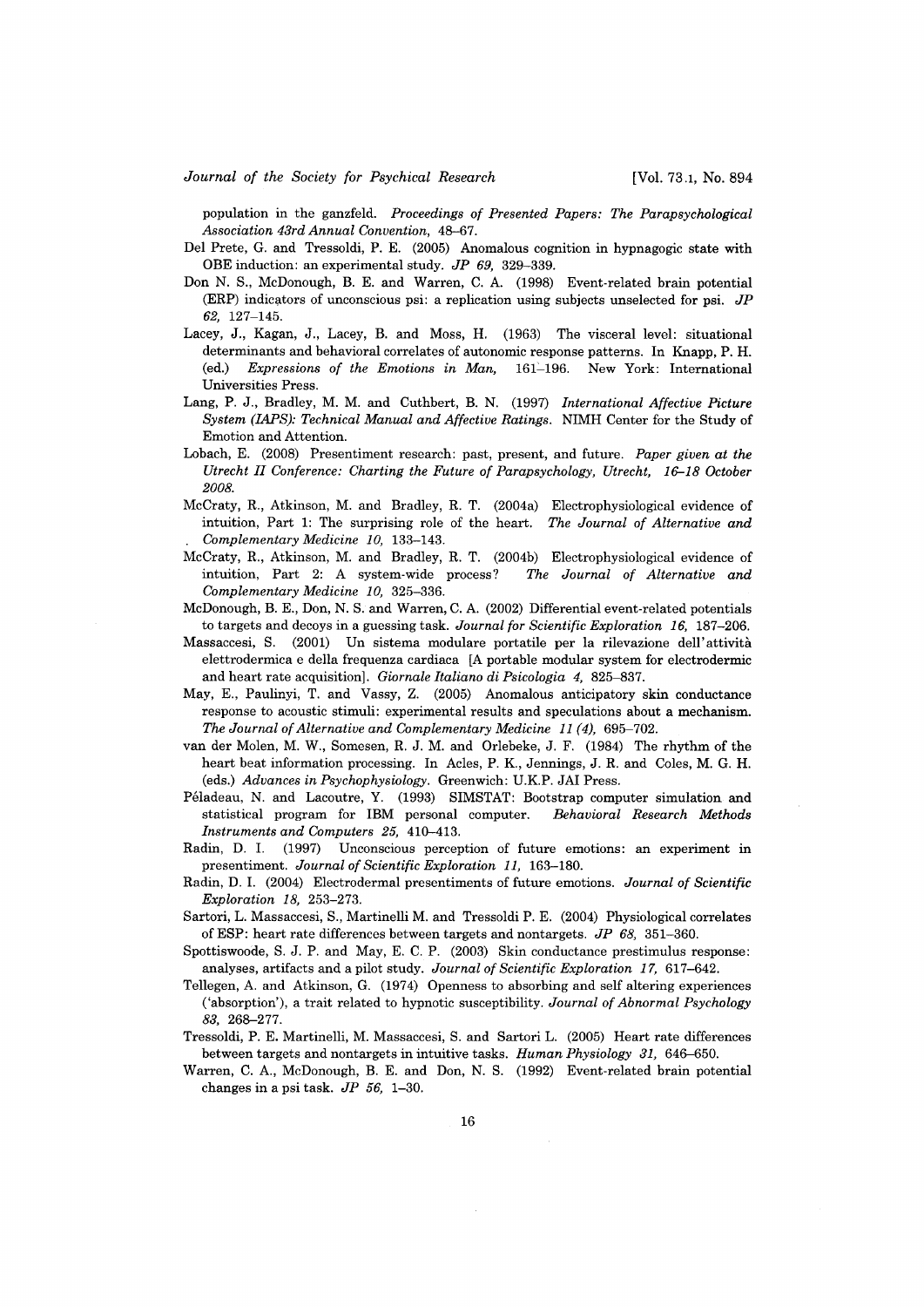population in the ganzfeld. *Proceedings of Presented Papers: The Parapsychological Association 43rd Annual Convention*, 48–67.

Del Prete, G. and Tressoldi, P. E. (2005) Anomalous cognition in hypnagogic state with OBE induction: an experimental study. *JP 69*, 329–339.

Don N. S., McDonough, B. E. and Warren, C. A. (1998) Event-related brain potential (ERP) indicators of unconscious psi: a replication using subjects unselected for psi. *JP 62*, 127–145.

Lacey, J., Kagan, J., Lacey, B. and Moss, H. (1963) The visceral level: situational determinants and behavioral correlates of autonomic response patterns. In Knapp, P. H. (ed.) *Expressions of the Emotions in Man*, 161–196. New York: International Universities Press.

Lang, P. J., Bradley, M. M. and Cuthbert, B. N. (1997) *International Affective Picture System (IAPS): Technical Manual and Affective Ratings*. NIMH Center for the Study of Emotion and Attention.

Lobach, E. (2008) Presentiment research: past, present, and future. *Paper given at the Utrecht II Conference: Charting the Future of Parapsychology, Utrecht, 16–18 October 2008.*

McCraty, R., Atkinson, M. and Bradley, R. T. (2004a) Electrophysiological evidence of intuition, Part 1: The surprising role of the heart. *The Journal of Alternative and Complementary Medicine 10*, 133–143.

McCraty, R., Atkinson, M. and Bradley, R. T. (2004b) Electrophysiological evidence of intuition, Part 2: A system-wide process? *The Journal of Alternative and Complementary Medicine 10*, 325–336.

McDonough, B. E., Don, N. S. and Warren, C. A. (2002) Differential event-related potentials to targets and decoys in a guessing task. *Journal for Scientific Exploration 16*, 187–206.

Massaccesi, S. (2001) Un sistema modulare portatile per la rilevazione dell'attività elettrodermica e della frequenza cardiaca [A portable modular system for electrodermic and heart rate acquisition]. *Giornale Italiano di Psicologia 4*, 825–837.

May, E., Paulinyi, T. and Vassy, Z. (2005) Anomalous anticipatory skin conductance response to acoustic stimuli: experimental results and speculations about a mechanism. *The Journal of Alternative and Complementary Medicine 11 (4)*, 695–702.

van der Molen, M. W., Somesen, R. J. M. and Orlebeke, J. F. (1984) The rhythm of the heart beat information processing. In Acles, P. K., Jennings, J. R. and Coles, M. G. H. (eds.) *Advances in Psychophysiology*. Greenwich: U.K.P. JAI Press.

Péladeau, N. and Lacoutre, Y. (1993) SIMSTAT: Bootstrap computer simulation and statistical program for IBM personal computer. *Behavioral Research Methods Instruments and Computers 25*, 410–413.

Radin, D. I. (1997) Unconscious perception of future emotions: an experiment in presentiment. *Journal of Scientific Exploration 11*, 163–180.

Radin, D. I. (2004) Electrodermal presentiments of future emotions. *Journal of Scientific Exploration 18*, 253–273.

Sartori, L. Massaccesi, S., Martinelli M. and Tressoldi P. E. (2004) Physiological correlates of ESP: heart rate differences between targets and nontargets. *JP 68*, 351–360.

Spottiswoode, S. J. P. and May, E. C. P. (2003) Skin conductance prestimulus response: analyses, artifacts and a pilot study. *Journal of Scientific Exploration 17*, 617–642.

Tellegen, A. and Atkinson, G. (1974) Openness to absorbing and self altering experiences ('absorption'), a trait related to hypnotic susceptibility. *Journal of Abnormal Psychology 83*, 268–277.

Tressoldi, P. E. Martinelli, M. Massaccesi, S. and Sartori L. (2005) Heart rate differences between targets and nontargets in intuitive tasks. *Human Physiology 31*, 646–650.

Warren, C. A., McDonough, B. E. and Don, N. S. (1992) Event-related brain potential changes in a psi task. *JP 56*, 1–30.